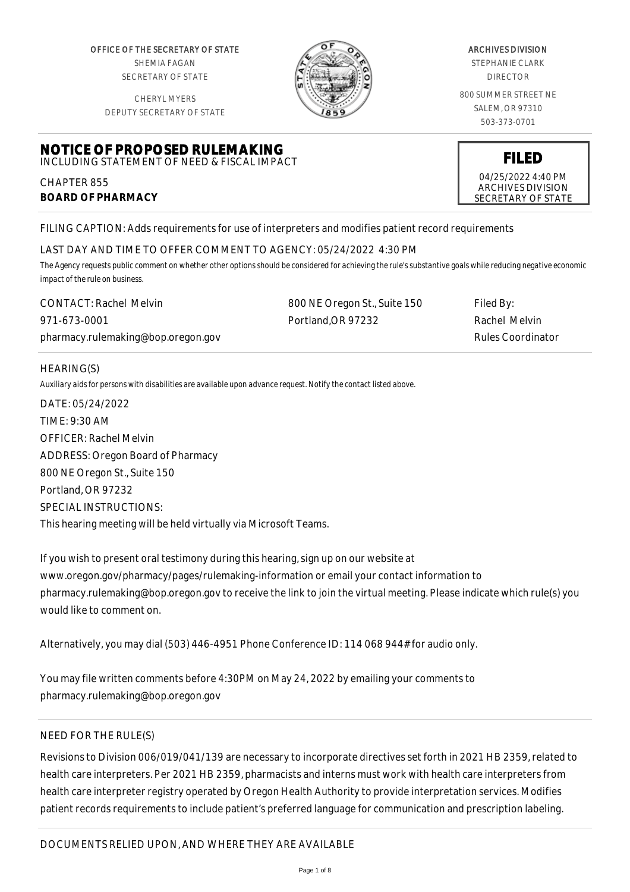OFFICE OF THE SECRETARY OF STATE
SHEMIA FAGAN
SECRETARY OF STATE

CHERYL MYERS
DEPUTY SECRETARY OF STATE

ARCHIVES DIVISION
STEPHANIE CLARK
DIRECTOR

800 SUMMER STREET NE
SALEM, OR 97310
503-373-0701

# NOTICE OF PROPOSED RULEMAKING

INCLUDING STATEMENT OF NEED & FISCAL IMPACT

CHAPTER 855
**BOARD OF PHARMACY**

**FILED**
04/25/2022 4:40 PM
ARCHIVES DIVISION
SECRETARY OF STATE

FILING CAPTION: Adds requirements for use of interpreters and modifies patient record requirements

LAST DAY AND TIME TO OFFER COMMENT TO AGENCY: 05/24/2022 4:30 PM

*The Agency requests public comment on whether other options should be considered for achieving the rule's substantive goals while reducing negative economic impact of the rule on business.*

CONTACT: Rachel Melvin
971-673-0001
pharmacy.rulemaking@bop.oregon.gov

800 NE Oregon St., Suite 150
Portland,OR 97232

Filed By:
Rachel Melvin
Rules Coordinator

HEARING(S)

*Auxiliary aids for persons with disabilities are available upon advance request. Notify the contact listed above.*

DATE: 05/24/2022
TIME: 9:30 AM
OFFICER: Rachel Melvin
ADDRESS: Oregon Board of Pharmacy
800 NE Oregon St., Suite 150
Portland, OR 97232
SPECIAL INSTRUCTIONS:
This hearing meeting will be held virtually via Microsoft Teams.

If you wish to present oral testimony during this hearing, sign up on our website at www.oregon.gov/pharmacy/pages/rulemaking-information or email your contact information to pharmacy.rulemaking@bop.oregon.gov to receive the link to join the virtual meeting. Please indicate which rule(s) you would like to comment on.

Alternatively, you may dial (503) 446-4951 Phone Conference ID: 114 068 944# for audio only.

You may file written comments before 4:30PM on May 24, 2022 by emailing your comments to pharmacy.rulemaking@bop.oregon.gov

NEED FOR THE RULE(S)

Revisions to Division 006/019/041/139 are necessary to incorporate directives set forth in 2021 HB 2359, related to health care interpreters. Per 2021 HB 2359, pharmacists and interns must work with health care interpreters from health care interpreter registry operated by Oregon Health Authority to provide interpretation services. Modifies patient records requirements to include patient's preferred language for communication and prescription labeling.

DOCUMENTS RELIED UPON, AND WHERE THEY ARE AVAILABLE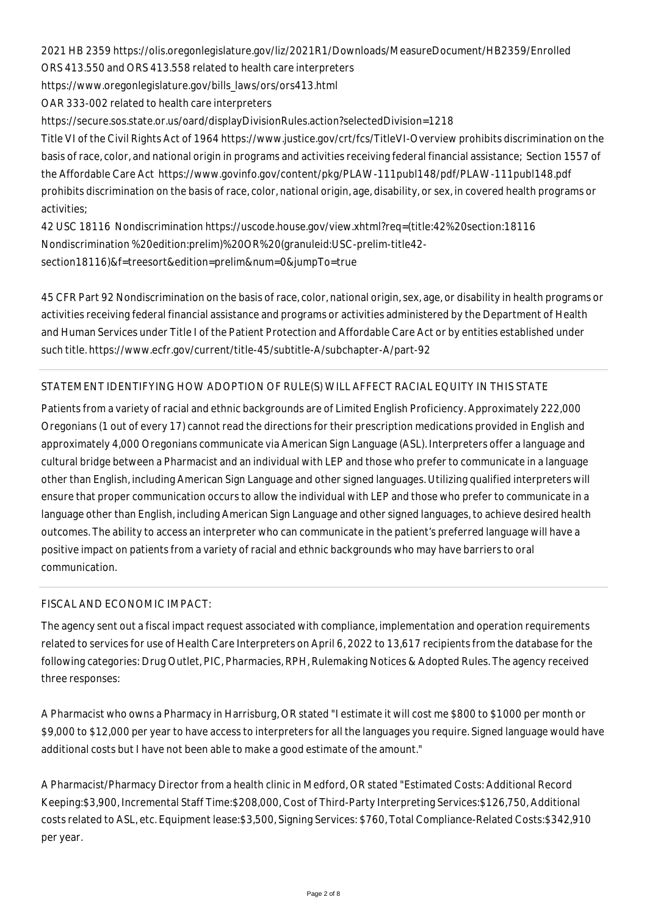2021 HB 2359 https://olis.oregonlegislature.gov/liz/2021R1/Downloads/MeasureDocument/HB2359/Enrolled

ORS 413.550 and ORS 413.558 related to health care interpreters

https://www.oregonlegislature.gov/bills_laws/ors/ors413.html

OAR 333-002 related to health care interpreters

https://secure.sos.state.or.us/oard/displayDivisionRules.action?selectedDivision=1218

Title VI of the Civil Rights Act of 1964 https://www.justice.gov/crt/fcs/TitleVI-Overview prohibits discrimination on the basis of race, color, and national origin in programs and activities receiving federal financial assistance; Section 1557 of the Affordable Care Act https://www.govinfo.gov/content/pkg/PLAW-111publ148/pdf/PLAW-111publ148.pdf prohibits discrimination on the basis of race, color, national origin, age, disability, or sex, in covered health programs or activities;

42 USC 18116 Nondiscrimination https://uscode.house.gov/view.xhtml?req=(title:42%20section:18116 Nondiscrimination %20edition:prelim)%20OR%20(granuleid:USC-prelim-title42-section18116)&f=treesort&edition=prelim&num=0&jumpTo=true

45 CFR Part 92 Nondiscrimination on the basis of race, color, national origin, sex, age, or disability in health programs or activities receiving federal financial assistance and programs or activities administered by the Department of Health and Human Services under Title I of the Patient Protection and Affordable Care Act or by entities established under such title. https://www.ecfr.gov/current/title-45/subtitle-A/subchapter-A/part-92

---

STATEMENT IDENTIFYING HOW ADOPTION OF RULE(S) WILL AFFECT RACIAL EQUITY IN THIS STATE

Patients from a variety of racial and ethnic backgrounds are of Limited English Proficiency. Approximately 222,000 Oregonians (1 out of every 17) cannot read the directions for their prescription medications provided in English and approximately 4,000 Oregonians communicate via American Sign Language (ASL). Interpreters offer a language and cultural bridge between a Pharmacist and an individual with LEP and those who prefer to communicate in a language other than English, including American Sign Language and other signed languages. Utilizing qualified interpreters will ensure that proper communication occurs to allow the individual with LEP and those who prefer to communicate in a language other than English, including American Sign Language and other signed languages, to achieve desired health outcomes. The ability to access an interpreter who can communicate in the patient's preferred language will have a positive impact on patients from a variety of racial and ethnic backgrounds who may have barriers to oral communication.

---

FISCAL AND ECONOMIC IMPACT:

The agency sent out a fiscal impact request associated with compliance, implementation and operation requirements related to services for use of Health Care Interpreters on April 6, 2022 to 13,617 recipients from the database for the following categories: Drug Outlet, PIC, Pharmacies, RPH, Rulemaking Notices & Adopted Rules. The agency received three responses:

A Pharmacist who owns a Pharmacy in Harrisburg, OR stated "I estimate it will cost me $800 to $1000 per month or $9,000 to $12,000 per year to have access to interpreters for all the languages you require. Signed language would have additional costs but I have not been able to make a good estimate of the amount."

A Pharmacist/Pharmacy Director from a health clinic in Medford, OR stated "Estimated Costs: Additional Record Keeping:$3,900, Incremental Staff Time:$208,000, Cost of Third-Party Interpreting Services:$126,750, Additional costs related to ASL, etc. Equipment lease:$3,500, Signing Services: $760, Total Compliance-Related Costs:$342,910 per year.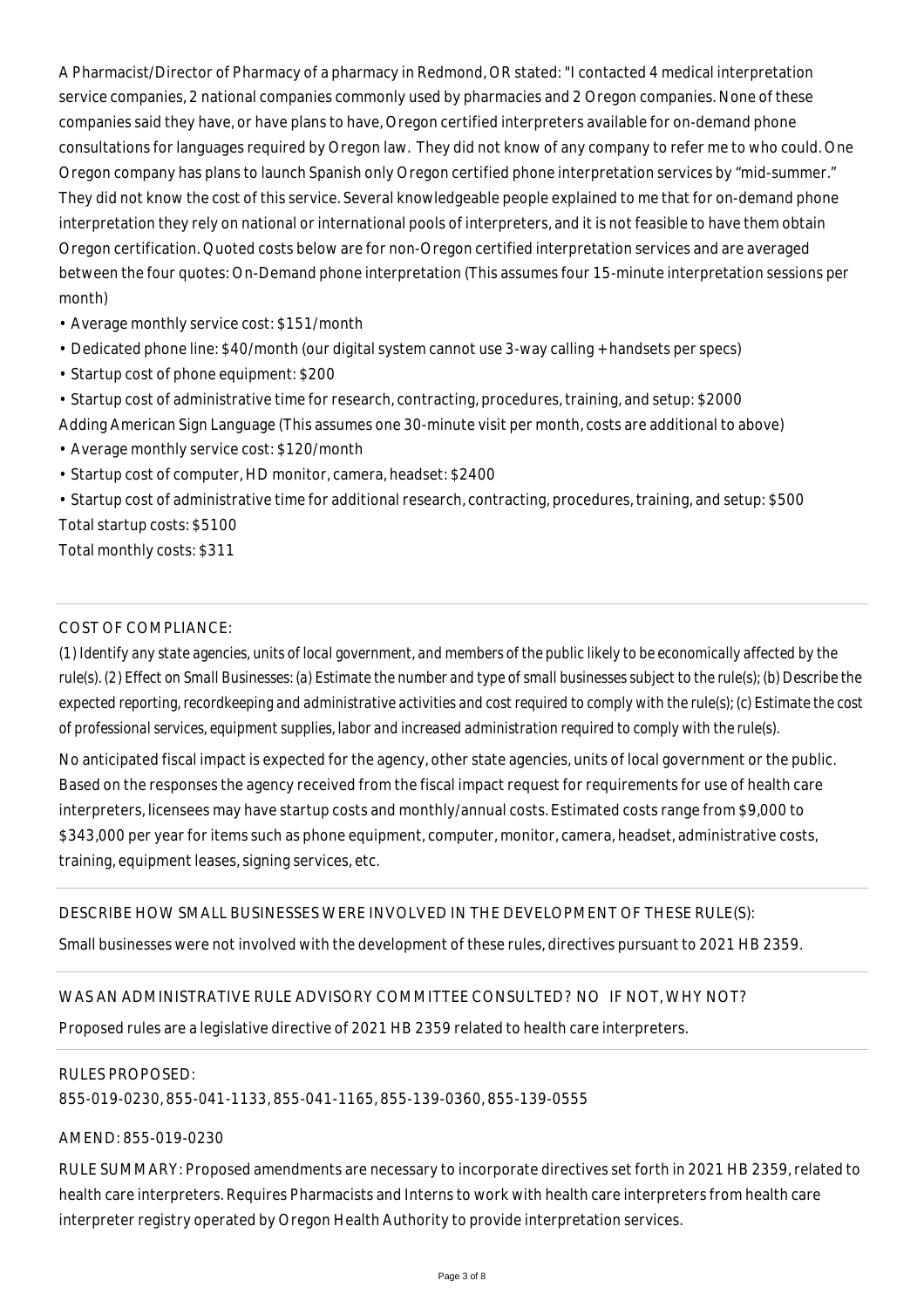A Pharmacist/Director of Pharmacy of a pharmacy in Redmond, OR stated: "I contacted 4 medical interpretation service companies, 2 national companies commonly used by pharmacies and 2 Oregon companies. None of these companies said they have, or have plans to have, Oregon certified interpreters available for on-demand phone consultations for languages required by Oregon law. They did not know of any company to refer me to who could. One Oregon company has plans to launch Spanish only Oregon certified phone interpretation services by "mid-summer." They did not know the cost of this service. Several knowledgeable people explained to me that for on-demand phone interpretation they rely on national or international pools of interpreters, and it is not feasible to have them obtain Oregon certification. Quoted costs below are for non-Oregon certified interpretation services and are averaged between the four quotes: On-Demand phone interpretation (This assumes four 15-minute interpretation sessions per month)

- Average monthly service cost: $151/month
- Dedicated phone line: $40/month (our digital system cannot use 3-way calling + handsets per specs)
- Startup cost of phone equipment: $200
- Startup cost of administrative time for research, contracting, procedures, training, and setup: $2000

Adding American Sign Language (This assumes one 30-minute visit per month, costs are additional to above)

- Average monthly service cost: $120/month
- Startup cost of computer, HD monitor, camera, headset: $2400
- Startup cost of administrative time for additional research, contracting, procedures, training, and setup: $500

Total startup costs: $5100

Total monthly costs: $311

---

COST OF COMPLIANCE:

*(1) Identify any state agencies, units of local government, and members of the public likely to be economically affected by the rule(s). (2) Effect on Small Businesses: (a) Estimate the number and type of small businesses subject to the rule(s); (b) Describe the expected reporting, recordkeeping and administrative activities and cost required to comply with the rule(s); (c) Estimate the cost of professional services, equipment supplies, labor and increased administration required to comply with the rule(s).*

No anticipated fiscal impact is expected for the agency, other state agencies, units of local government or the public. Based on the responses the agency received from the fiscal impact request for requirements for use of health care interpreters, licensees may have startup costs and monthly/annual costs. Estimated costs range from $9,000 to $343,000 per year for items such as phone equipment, computer, monitor, camera, headset, administrative costs, training, equipment leases, signing services, etc.

---

DESCRIBE HOW SMALL BUSINESSES WERE INVOLVED IN THE DEVELOPMENT OF THESE RULE(S):

Small businesses were not involved with the development of these rules, directives pursuant to 2021 HB 2359.

---

WAS AN ADMINISTRATIVE RULE ADVISORY COMMITTEE CONSULTED? NO IF NOT, WHY NOT?

Proposed rules are a legislative directive of 2021 HB 2359 related to health care interpreters.

---

RULES PROPOSED:

855-019-0230, 855-041-1133, 855-041-1165, 855-139-0360, 855-139-0555

AMEND: 855-019-0230

RULE SUMMARY: Proposed amendments are necessary to incorporate directives set forth in 2021 HB 2359, related to health care interpreters. Requires Pharmacists and Interns to work with health care interpreters from health care interpreter registry operated by Oregon Health Authority to provide interpretation services.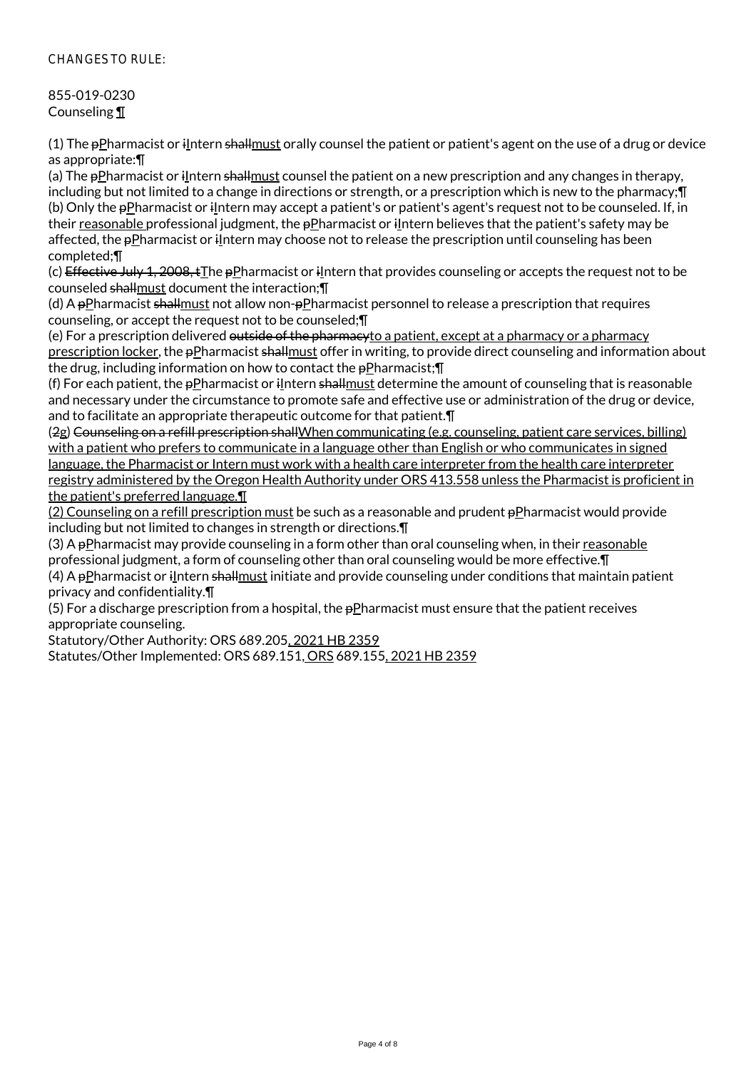CHANGES TO RULE:

855-019-0230
Counseling ¶

(1) The pPharmacist or iIntern shallmust orally counsel the patient or patient's agent on the use of a drug or device as appropriate:¶
(a) The pPharmacist or iIntern shallmust counsel the patient on a new prescription and any changes in therapy, including but not limited to a change in directions or strength, or a prescription which is new to the pharmacy;¶
(b) Only the pPharmacist or iIntern may accept a patient's or patient's agent's request not to be counseled. If, in their reasonable professional judgment, the pPharmacist or iIntern believes that the patient's safety may be affected, the pPharmacist or iIntern may choose not to release the prescription until counseling has been completed;¶
(c) Effective July 1, 2008, tThe pPharmacist or iIntern that provides counseling or accepts the request not to be counseled shallmust document the interaction;¶
(d) A pPharmacist shallmust not allow non-pPharmacist personnel to release a prescription that requires counseling, or accept the request not to be counseled;¶
(e) For a prescription delivered outside of the pharmacyto a patient, except at a pharmacy or a pharmacy prescription locker, the pPharmacist shallmust offer in writing, to provide direct counseling and information about the drug, including information on how to contact the pPharmacist;¶
(f) For each patient, the pPharmacist or iIntern shallmust determine the amount of counseling that is reasonable and necessary under the circumstance to promote safe and effective use or administration of the drug or device, and to facilitate an appropriate therapeutic outcome for that patient.¶
(2g) Counseling on a refill prescription shallWhen communicating (e.g. counseling, patient care services, billing) with a patient who prefers to communicate in a language other than English or who communicates in signed language, the Pharmacist or Intern must work with a health care interpreter from the health care interpreter registry administered by the Oregon Health Authority under ORS 413.558 unless the Pharmacist is proficient in the patient's preferred language.¶
(2) Counseling on a refill prescription must be such as a reasonable and prudent pPharmacist would provide including but not limited to changes in strength or directions.¶
(3) A pPharmacist may provide counseling in a form other than oral counseling when, in their reasonable professional judgment, a form of counseling other than oral counseling would be more effective.¶
(4) A pPharmacist or iIntern shallmust initiate and provide counseling under conditions that maintain patient privacy and confidentiality.¶
(5) For a discharge prescription from a hospital, the pPharmacist must ensure that the patient receives appropriate counseling.
Statutory/Other Authority: ORS 689.205, 2021 HB 2359
Statutes/Other Implemented: ORS 689.151, ORS 689.155, 2021 HB 2359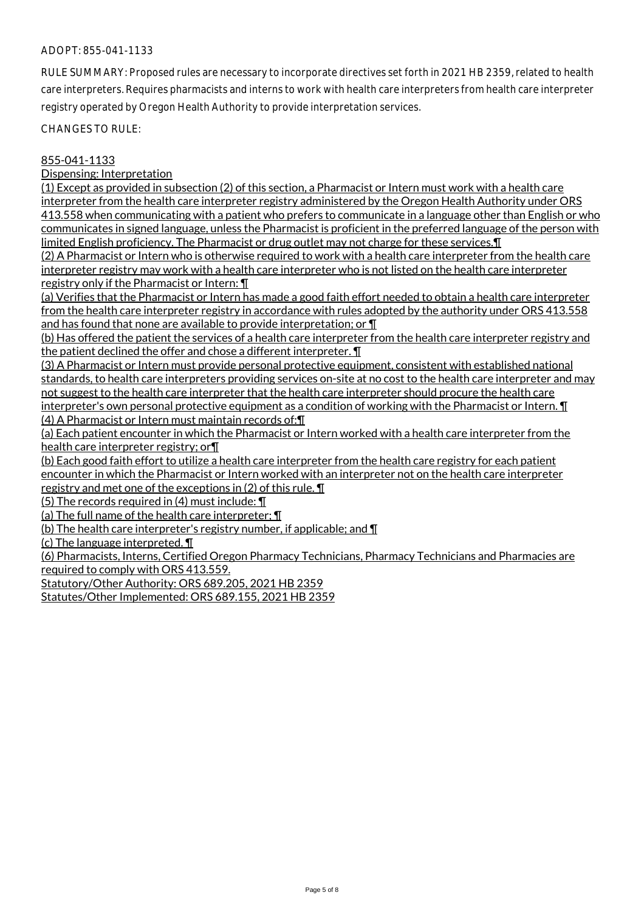ADOPT: 855-041-1133

RULE SUMMARY: Proposed rules are necessary to incorporate directives set forth in 2021 HB 2359, related to health care interpreters. Requires pharmacists and interns to work with health care interpreters from health care interpreter registry operated by Oregon Health Authority to provide interpretation services.

CHANGES TO RULE:

855-041-1133

Dispensing: Interpretation

(1) Except as provided in subsection (2) of this section, a Pharmacist or Intern must work with a health care interpreter from the health care interpreter registry administered by the Oregon Health Authority under ORS 413.558 when communicating with a patient who prefers to communicate in a language other than English or who communicates in signed language, unless the Pharmacist is proficient in the preferred language of the person with limited English proficiency. The Pharmacist or drug outlet may not charge for these services.¶

(2) A Pharmacist or Intern who is otherwise required to work with a health care interpreter from the health care interpreter registry may work with a health care interpreter who is not listed on the health care interpreter registry only if the Pharmacist or Intern: ¶

(a) Verifies that the Pharmacist or Intern has made a good faith effort needed to obtain a health care interpreter from the health care interpreter registry in accordance with rules adopted by the authority under ORS 413.558 and has found that none are available to provide interpretation; or ¶

(b) Has offered the patient the services of a health care interpreter from the health care interpreter registry and the patient declined the offer and chose a different interpreter. ¶

(3) A Pharmacist or Intern must provide personal protective equipment, consistent with established national standards, to health care interpreters providing services on-site at no cost to the health care interpreter and may not suggest to the health care interpreter that the health care interpreter should procure the health care interpreter's own personal protective equipment as a condition of working with the Pharmacist or Intern. ¶

(4) A Pharmacist or Intern must maintain records of:¶

(a) Each patient encounter in which the Pharmacist or Intern worked with a health care interpreter from the health care interpreter registry; or¶

(b) Each good faith effort to utilize a health care interpreter from the health care registry for each patient encounter in which the Pharmacist or Intern worked with an interpreter not on the health care interpreter registry and met one of the exceptions in (2) of this rule. ¶

(5) The records required in (4) must include: ¶

(a) The full name of the health care interpreter; ¶

(b) The health care interpreter's registry number, if applicable; and ¶

(c) The language interpreted. ¶

(6) Pharmacists, Interns, Certified Oregon Pharmacy Technicians, Pharmacy Technicians and Pharmacies are required to comply with ORS 413.559.

Statutory/Other Authority: ORS 689.205, 2021 HB 2359

Statutes/Other Implemented: ORS 689.155, 2021 HB 2359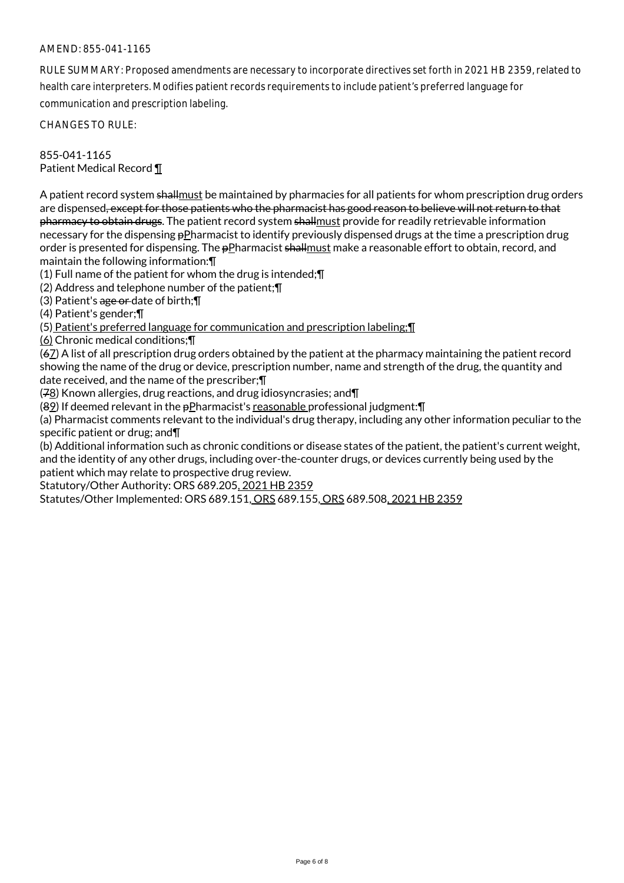AMEND: 855-041-1165

RULE SUMMARY: Proposed amendments are necessary to incorporate directives set forth in 2021 HB 2359, related to health care interpreters. Modifies patient records requirements to include patient's preferred language for communication and prescription labeling.

CHANGES TO RULE:

855-041-1165
Patient Medical Record ¶

A patient record system ~~shall~~must be maintained by pharmacies for all patients for whom prescription drug orders are dispensed~~, except for those patients who the pharmacist has good reason to believe will not return to that pharmacy to obtain drugs~~. The patient record system ~~shall~~must provide for readily retrievable information necessary for the dispensing ~~p~~Pharmacist to identify previously dispensed drugs at the time a prescription drug order is presented for dispensing. The ~~p~~Pharmacist ~~shall~~must make a reasonable effort to obtain, record, and maintain the following information:¶
(1) Full name of the patient for whom the drug is intended;¶
(2) Address and telephone number of the patient;¶
(3) Patient's ~~age or~~ date of birth;¶
(4) Patient's gender;¶
(5) Patient's preferred language for communication and prescription labeling;¶
(6) Chronic medical conditions;¶
(~~6~~7) A list of all prescription drug orders obtained by the patient at the pharmacy maintaining the patient record showing the name of the drug or device, prescription number, name and strength of the drug, the quantity and date received, and the name of the prescriber;¶
(~~7~~8) Known allergies, drug reactions, and drug idiosyncrasies; and¶
(~~8~~9) If deemed relevant in the ~~p~~Pharmacist's reasonable professional judgment:¶
(a) Pharmacist comments relevant to the individual's drug therapy, including any other information peculiar to the specific patient or drug; and¶
(b) Additional information such as chronic conditions or disease states of the patient, the patient's current weight, and the identity of any other drugs, including over-the-counter drugs, or devices currently being used by the patient which may relate to prospective drug review.
Statutory/Other Authority: ORS 689.205, 2021 HB 2359
Statutes/Other Implemented: ORS 689.151, ORS 689.155, ORS 689.508, 2021 HB 2359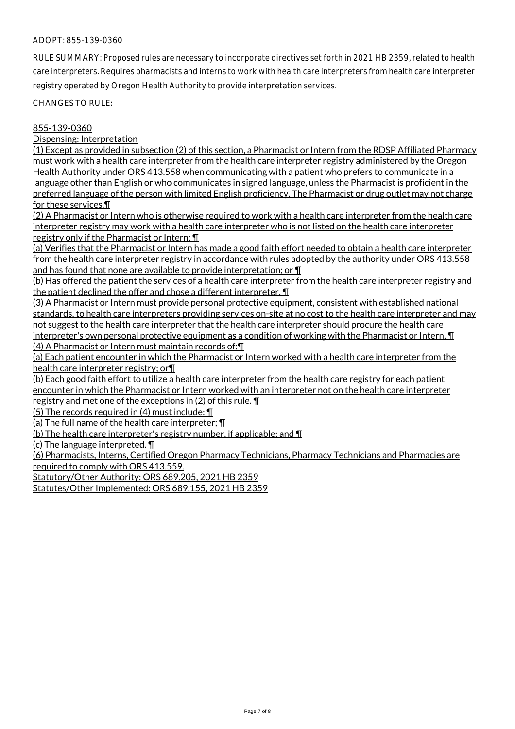ADOPT: 855-139-0360

RULE SUMMARY: Proposed rules are necessary to incorporate directives set forth in 2021 HB 2359, related to health care interpreters. Requires pharmacists and interns to work with health care interpreters from health care interpreter registry operated by Oregon Health Authority to provide interpretation services.

CHANGES TO RULE:

855-139-0360

Dispensing: Interpretation

(1) Except as provided in subsection (2) of this section, a Pharmacist or Intern from the RDSP Affiliated Pharmacy must work with a health care interpreter from the health care interpreter registry administered by the Oregon Health Authority under ORS 413.558 when communicating with a patient who prefers to communicate in a language other than English or who communicates in signed language, unless the Pharmacist is proficient in the preferred language of the person with limited English proficiency. The Pharmacist or drug outlet may not charge for these services.¶

(2) A Pharmacist or Intern who is otherwise required to work with a health care interpreter from the health care interpreter registry may work with a health care interpreter who is not listed on the health care interpreter registry only if the Pharmacist or Intern: ¶

(a) Verifies that the Pharmacist or Intern has made a good faith effort needed to obtain a health care interpreter from the health care interpreter registry in accordance with rules adopted by the authority under ORS 413.558 and has found that none are available to provide interpretation; or ¶

(b) Has offered the patient the services of a health care interpreter from the health care interpreter registry and the patient declined the offer and chose a different interpreter. ¶

(3) A Pharmacist or Intern must provide personal protective equipment, consistent with established national standards, to health care interpreters providing services on-site at no cost to the health care interpreter and may not suggest to the health care interpreter that the health care interpreter should procure the health care interpreter's own personal protective equipment as a condition of working with the Pharmacist or Intern. ¶

(4) A Pharmacist or Intern must maintain records of:¶

(a) Each patient encounter in which the Pharmacist or Intern worked with a health care interpreter from the health care interpreter registry; or¶

(b) Each good faith effort to utilize a health care interpreter from the health care registry for each patient encounter in which the Pharmacist or Intern worked with an interpreter not on the health care interpreter registry and met one of the exceptions in (2) of this rule. ¶

(5) The records required in (4) must include: ¶

(a) The full name of the health care interpreter; ¶

(b) The health care interpreter's registry number, if applicable; and ¶

(c) The language interpreted. ¶

(6) Pharmacists, Interns, Certified Oregon Pharmacy Technicians, Pharmacy Technicians and Pharmacies are required to comply with ORS 413.559.

Statutory/Other Authority: ORS 689.205, 2021 HB 2359

Statutes/Other Implemented: ORS 689.155, 2021 HB 2359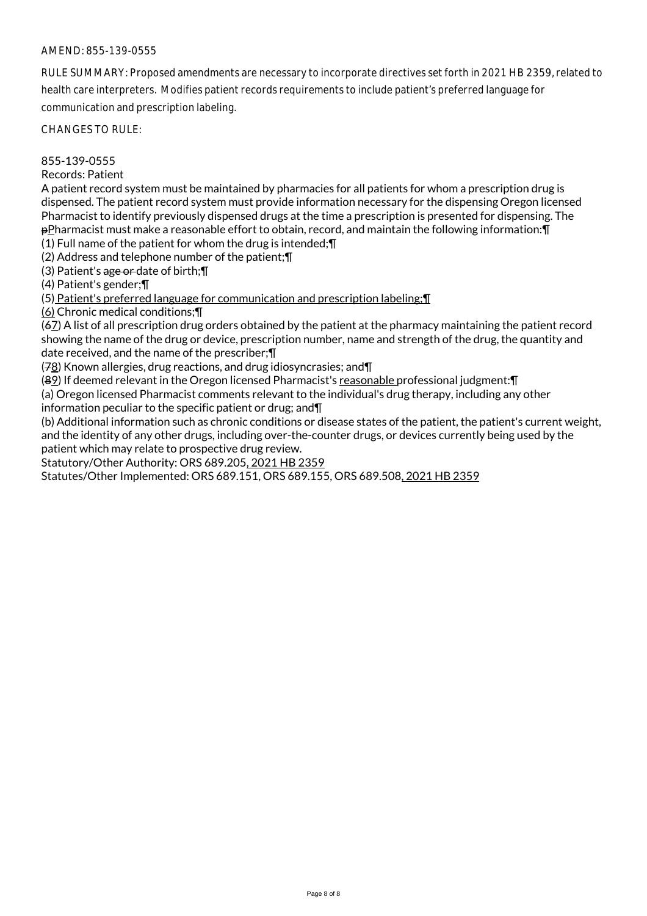AMEND: 855-139-0555

RULE SUMMARY: Proposed amendments are necessary to incorporate directives set forth in 2021 HB 2359, related to health care interpreters. Modifies patient records requirements to include patient's preferred language for communication and prescription labeling.

CHANGES TO RULE:

855-139-0555

Records: Patient

A patient record system must be maintained by pharmacies for all patients for whom a prescription drug is dispensed. The patient record system must provide information necessary for the dispensing Oregon licensed Pharmacist to identify previously dispensed drugs at the time a prescription is presented for dispensing. The ~~p~~<u>P</u>harmacist must make a reasonable effort to obtain, record, and maintain the following information:¶

(1) Full name of the patient for whom the drug is intended;¶

(2) Address and telephone number of the patient;¶

(3) Patient's ~~age or~~ date of birth;¶

(4) Patient's gender;¶

(5)<u> Patient's preferred language for communication and prescription labeling;¶</u>

<u>(6)</u> Chronic medical conditions;¶

(~~6~~<u>7</u>) A list of all prescription drug orders obtained by the patient at the pharmacy maintaining the patient record showing the name of the drug or device, prescription number, name and strength of the drug, the quantity and date received, and the name of the prescriber;¶

(~~7~~<u>8</u>) Known allergies, drug reactions, and drug idiosyncrasies; and¶

(~~8~~<u>9</u>) If deemed relevant in the Oregon licensed Pharmacist's <u>reasonable </u>professional judgment:¶

(a) Oregon licensed Pharmacist comments relevant to the individual's drug therapy, including any other information peculiar to the specific patient or drug; and¶

(b) Additional information such as chronic conditions or disease states of the patient, the patient's current weight, and the identity of any other drugs, including over-the-counter drugs, or devices currently being used by the patient which may relate to prospective drug review.

Statutory/Other Authority: ORS 689.205<u>, 2021 HB 2359</u>

Statutes/Other Implemented: ORS 689.151, ORS 689.155, ORS 689.508<u>, 2021 HB 2359</u>